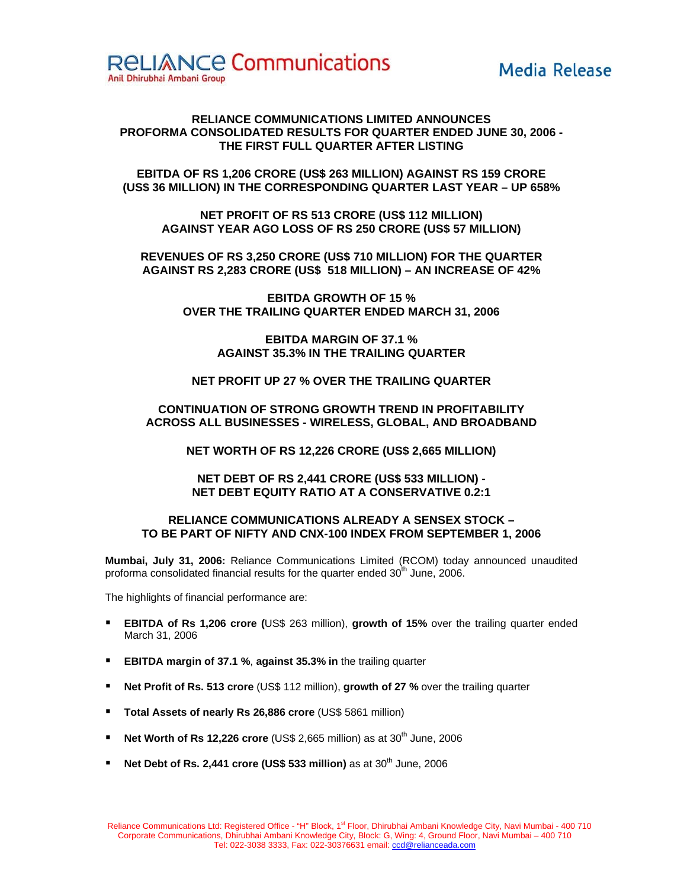**RELIANCE Communications**
Anil Dhirubhai Ambani Group

**Media Release**

**RELIANCE COMMUNICATIONS LIMITED ANNOUNCES PROFORMA CONSOLIDATED RESULTS FOR QUARTER ENDED JUNE 30, 2006 - THE FIRST FULL QUARTER AFTER LISTING**

**EBITDA OF RS 1,206 CRORE (US$ 263 MILLION) AGAINST RS 159 CRORE (US$ 36 MILLION) IN THE CORRESPONDING QUARTER LAST YEAR – UP 658%**

**NET PROFIT OF RS 513 CRORE (US$ 112 MILLION) AGAINST YEAR AGO LOSS OF RS 250 CRORE (US$ 57 MILLION)**

**REVENUES OF RS 3,250 CRORE (US$ 710 MILLION) FOR THE QUARTER AGAINST RS 2,283 CRORE (US$ 518 MILLION) – AN INCREASE OF 42%**

**EBITDA GROWTH OF 15 % OVER THE TRAILING QUARTER ENDED MARCH 31, 2006**

**EBITDA MARGIN OF 37.1 % AGAINST 35.3% IN THE TRAILING QUARTER**

**NET PROFIT UP 27 % OVER THE TRAILING QUARTER**

**CONTINUATION OF STRONG GROWTH TREND IN PROFITABILITY ACROSS ALL BUSINESSES - WIRELESS, GLOBAL, AND BROADBAND**

**NET WORTH OF RS 12,226 CRORE (US$ 2,665 MILLION)**

**NET DEBT OF RS 2,441 CRORE (US$ 533 MILLION) - NET DEBT EQUITY RATIO AT A CONSERVATIVE 0.2:1**

**RELIANCE COMMUNICATIONS ALREADY A SENSEX STOCK – TO BE PART OF NIFTY AND CNX-100 INDEX FROM SEPTEMBER 1, 2006**

**Mumbai, July 31, 2006:** Reliance Communications Limited (RCOM) today announced unaudited proforma consolidated financial results for the quarter ended 30th June, 2006.

The highlights of financial performance are:

- **EBITDA of Rs 1,206 crore (**US$ 263 million), **growth of 15%** over the trailing quarter ended March 31, 2006
- **EBITDA margin of 37.1 %**, **against 35.3% in** the trailing quarter
- **Net Profit of Rs. 513 crore** (US$ 112 million), **growth of 27 %** over the trailing quarter
- **Total Assets of nearly Rs 26,886 crore** (US$ 5861 million)
- **Net Worth of Rs 12,226 crore** (US$ 2,665 million) as at 30th June, 2006
- **Net Debt of Rs. 2,441 crore (US$ 533 million)** as at 30th June, 2006

Reliance Communications Ltd: Registered Office - "H" Block, 1st Floor, Dhirubhai Ambani Knowledge City, Navi Mumbai - 400 710
Corporate Communications, Dhirubhai Ambani Knowledge City, Block: G, Wing: 4, Ground Floor, Navi Mumbai – 400 710
Tel: 022-3038 3333, Fax: 022-30376631 email: ccd@relianceada.com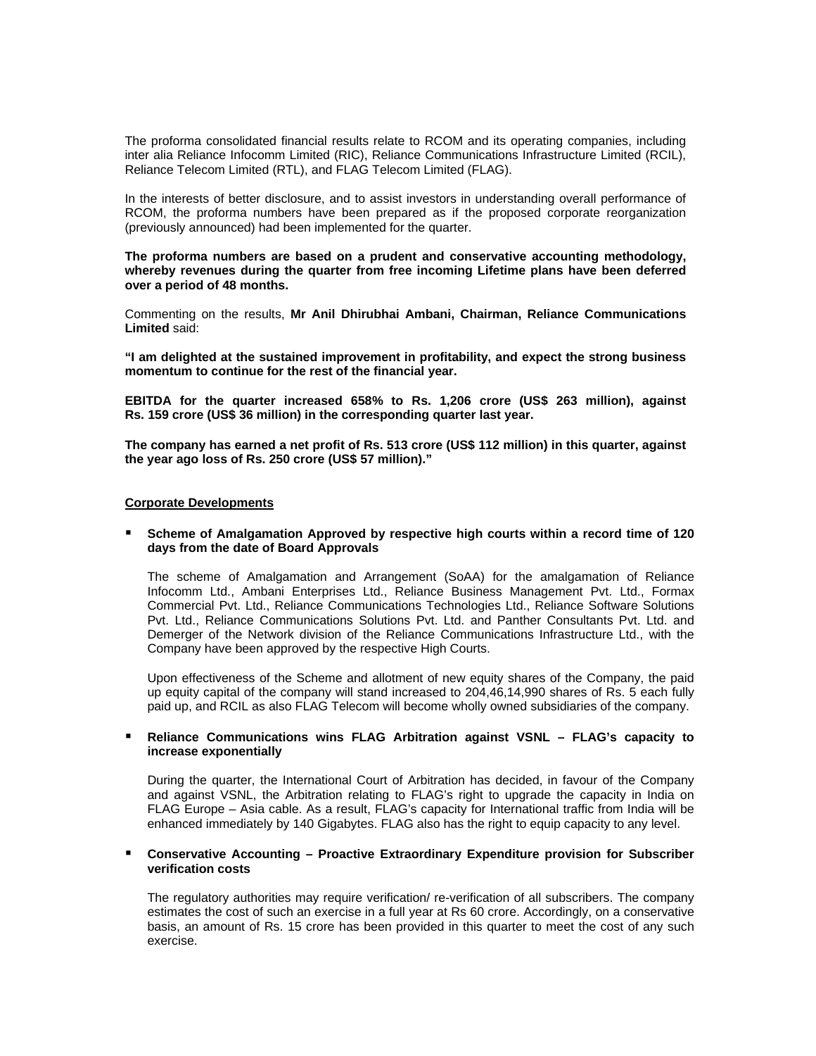The proforma consolidated financial results relate to RCOM and its operating companies, including inter alia Reliance Infocomm Limited (RIC), Reliance Communications Infrastructure Limited (RCIL), Reliance Telecom Limited (RTL), and FLAG Telecom Limited (FLAG).

In the interests of better disclosure, and to assist investors in understanding overall performance of RCOM, the proforma numbers have been prepared as if the proposed corporate reorganization (previously announced) had been implemented for the quarter.

**The proforma numbers are based on a prudent and conservative accounting methodology, whereby revenues during the quarter from free incoming Lifetime plans have been deferred over a period of 48 months.**

Commenting on the results, **Mr Anil Dhirubhai Ambani, Chairman, Reliance Communications Limited** said:

**"I am delighted at the sustained improvement in profitability, and expect the strong business momentum to continue for the rest of the financial year.**

**EBITDA for the quarter increased 658% to Rs. 1,206 crore (US$ 263 million), against Rs. 159 crore (US$ 36 million) in the corresponding quarter last year.**

**The company has earned a net profit of Rs. 513 crore (US$ 112 million) in this quarter, against the year ago loss of Rs. 250 crore (US$ 57 million)."**

**Corporate Developments**

- **Scheme of Amalgamation Approved by respective high courts within a record time of 120 days from the date of Board Approvals**

  The scheme of Amalgamation and Arrangement (SoAA) for the amalgamation of Reliance Infocomm Ltd., Ambani Enterprises Ltd., Reliance Business Management Pvt. Ltd., Formax Commercial Pvt. Ltd., Reliance Communications Technologies Ltd., Reliance Software Solutions Pvt. Ltd., Reliance Communications Solutions Pvt. Ltd. and Panther Consultants Pvt. Ltd. and Demerger of the Network division of the Reliance Communications Infrastructure Ltd., with the Company have been approved by the respective High Courts.

  Upon effectiveness of the Scheme and allotment of new equity shares of the Company, the paid up equity capital of the company will stand increased to 204,46,14,990 shares of Rs. 5 each fully paid up, and RCIL as also FLAG Telecom will become wholly owned subsidiaries of the company.

- **Reliance Communications wins FLAG Arbitration against VSNL – FLAG's capacity to increase exponentially**

  During the quarter, the International Court of Arbitration has decided, in favour of the Company and against VSNL, the Arbitration relating to FLAG's right to upgrade the capacity in India on FLAG Europe – Asia cable. As a result, FLAG's capacity for International traffic from India will be enhanced immediately by 140 Gigabytes. FLAG also has the right to equip capacity to any level.

- **Conservative Accounting – Proactive Extraordinary Expenditure provision for Subscriber verification costs**

  The regulatory authorities may require verification/ re-verification of all subscribers. The company estimates the cost of such an exercise in a full year at Rs 60 crore. Accordingly, on a conservative basis, an amount of Rs. 15 crore has been provided in this quarter to meet the cost of any such exercise.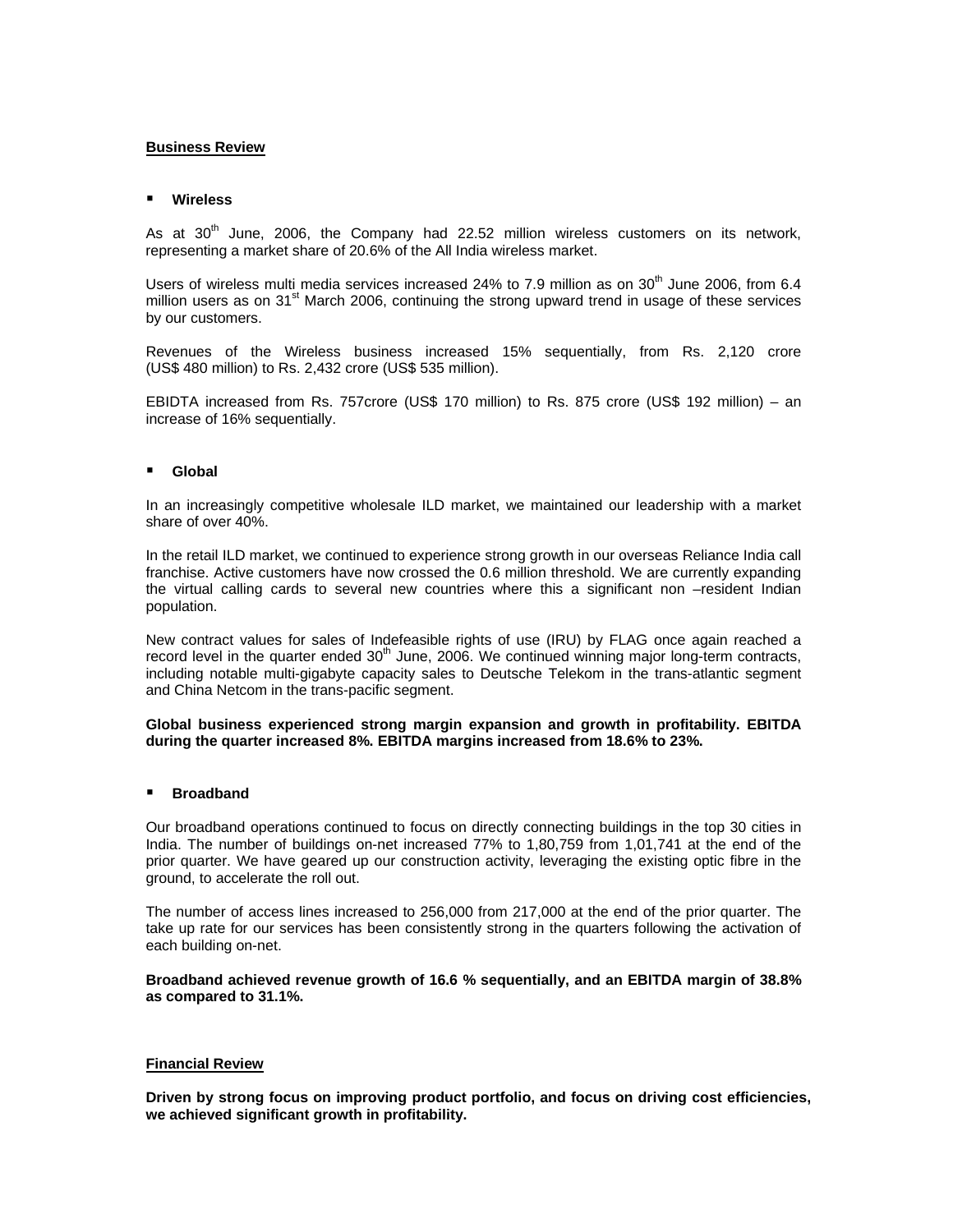**Business Review**

- **Wireless**

As at 30th June, 2006, the Company had 22.52 million wireless customers on its network, representing a market share of 20.6% of the All India wireless market.

Users of wireless multi media services increased 24% to 7.9 million as on 30th June 2006, from 6.4 million users as on 31st March 2006, continuing the strong upward trend in usage of these services by our customers.

Revenues of the Wireless business increased 15% sequentially, from Rs. 2,120 crore (US$ 480 million) to Rs. 2,432 crore (US$ 535 million).

EBIDTA increased from Rs. 757crore (US$ 170 million) to Rs. 875 crore (US$ 192 million) – an increase of 16% sequentially.

- **Global**

In an increasingly competitive wholesale ILD market, we maintained our leadership with a market share of over 40%.

In the retail ILD market, we continued to experience strong growth in our overseas Reliance India call franchise. Active customers have now crossed the 0.6 million threshold. We are currently expanding the virtual calling cards to several new countries where this a significant non –resident Indian population.

New contract values for sales of Indefeasible rights of use (IRU) by FLAG once again reached a record level in the quarter ended 30th June, 2006. We continued winning major long-term contracts, including notable multi-gigabyte capacity sales to Deutsche Telekom in the trans-atlantic segment and China Netcom in the trans-pacific segment.

**Global business experienced strong margin expansion and growth in profitability. EBITDA during the quarter increased 8%. EBITDA margins increased from 18.6% to 23%.**

- **Broadband**

Our broadband operations continued to focus on directly connecting buildings in the top 30 cities in India. The number of buildings on-net increased 77% to 1,80,759 from 1,01,741 at the end of the prior quarter. We have geared up our construction activity, leveraging the existing optic fibre in the ground, to accelerate the roll out.

The number of access lines increased to 256,000 from 217,000 at the end of the prior quarter. The take up rate for our services has been consistently strong in the quarters following the activation of each building on-net.

**Broadband achieved revenue growth of 16.6 % sequentially, and an EBITDA margin of 38.8% as compared to 31.1%.**

**Financial Review**

**Driven by strong focus on improving product portfolio, and focus on driving cost efficiencies, we achieved significant growth in profitability.**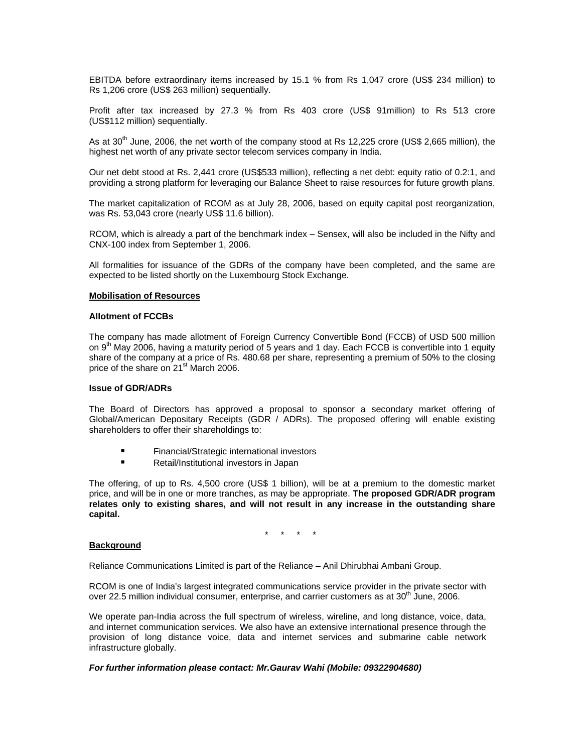EBITDA before extraordinary items increased by 15.1 % from Rs 1,047 crore (US$ 234 million) to Rs 1,206 crore (US$ 263 million) sequentially.

Profit after tax increased by 27.3 % from Rs 403 crore (US$ 91million) to Rs 513 crore (US$112 million) sequentially.

As at 30th June, 2006, the net worth of the company stood at Rs 12,225 crore (US$ 2,665 million), the highest net worth of any private sector telecom services company in India.

Our net debt stood at Rs. 2,441 crore (US$533 million), reflecting a net debt: equity ratio of 0.2:1, and providing a strong platform for leveraging our Balance Sheet to raise resources for future growth plans.

The market capitalization of RCOM as at July 28, 2006, based on equity capital post reorganization, was Rs. 53,043 crore (nearly US$ 11.6 billion).

RCOM, which is already a part of the benchmark index – Sensex, will also be included in the Nifty and CNX-100 index from September 1, 2006.

All formalities for issuance of the GDRs of the company have been completed, and the same are expected to be listed shortly on the Luxembourg Stock Exchange.

**Mobilisation of Resources**

**Allotment of FCCBs**

The company has made allotment of Foreign Currency Convertible Bond (FCCB) of USD 500 million on 9th May 2006, having a maturity period of 5 years and 1 day. Each FCCB is convertible into 1 equity share of the company at a price of Rs. 480.68 per share, representing a premium of 50% to the closing price of the share on 21st March 2006.

**Issue of GDR/ADRs**

The Board of Directors has approved a proposal to sponsor a secondary market offering of Global/American Depositary Receipts (GDR / ADRs). The proposed offering will enable existing shareholders to offer their shareholdings to:

- Financial/Strategic international investors
- Retail/Institutional investors in Japan

The offering, of up to Rs. 4,500 crore (US$ 1 billion), will be at a premium to the domestic market price, and will be in one or more tranches, as may be appropriate. **The proposed GDR/ADR program relates only to existing shares, and will not result in any increase in the outstanding share capital.**

\* \* \* \*

**Background**

Reliance Communications Limited is part of the Reliance – Anil Dhirubhai Ambani Group.

RCOM is one of India's largest integrated communications service provider in the private sector with over 22.5 million individual consumer, enterprise, and carrier customers as at 30th June, 2006.

We operate pan-India across the full spectrum of wireless, wireline, and long distance, voice, data, and internet communication services. We also have an extensive international presence through the provision of long distance voice, data and internet services and submarine cable network infrastructure globally.

***For further information please contact: Mr.Gaurav Wahi (Mobile: 09322904680)***